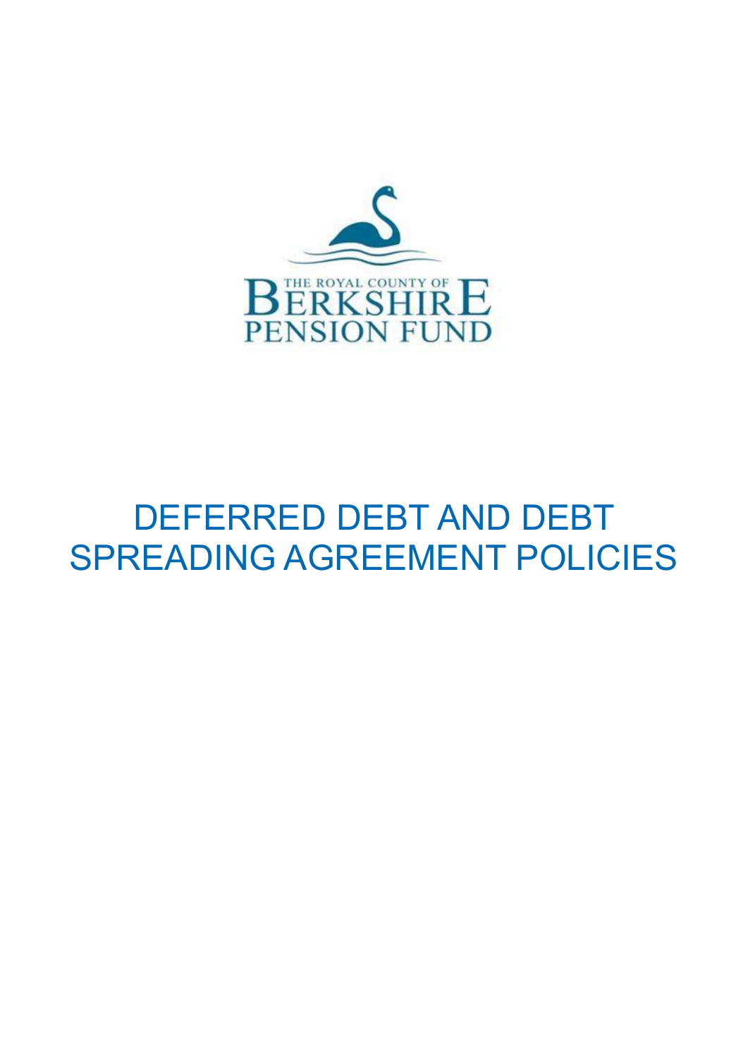THE ROYAL COUNTY OF BERKSHIRE PENSION FUND

# DEFERRED DEBT AND DEBT SPREADING AGREEMENT POLICIES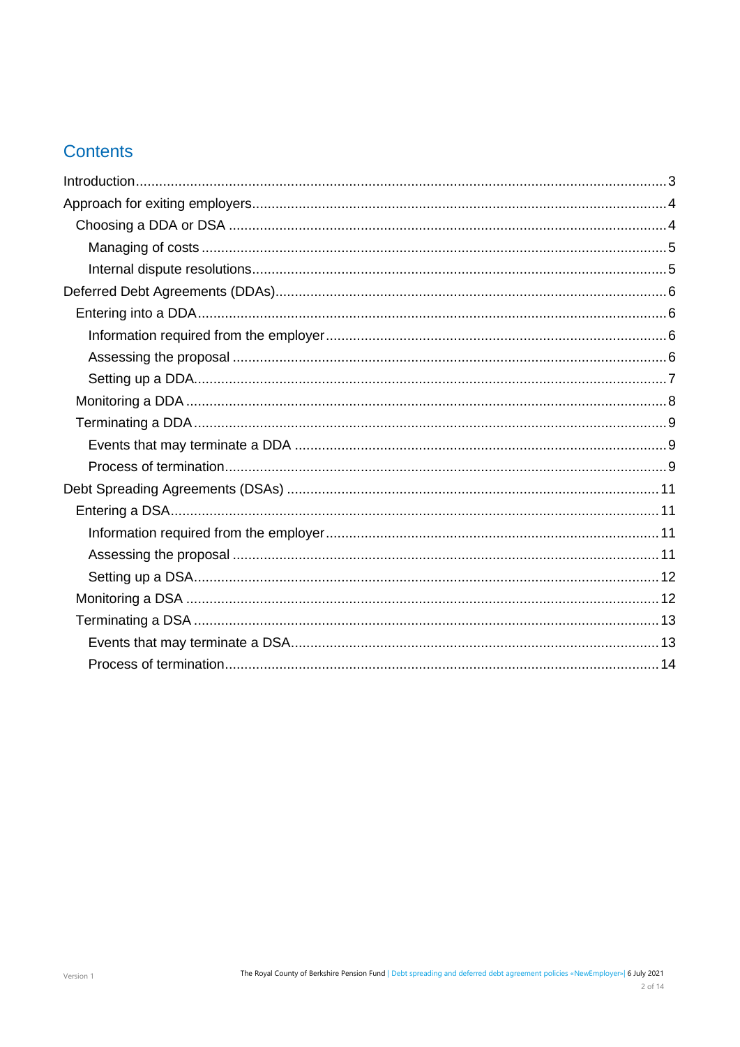## Contents

- Introduction ... 3
- Approach for exiting employers ... 4
  - Choosing a DDA or DSA ... 4
    - Managing of costs ... 5
    - Internal dispute resolutions ... 5
- Deferred Debt Agreements (DDAs) ... 6
  - Entering into a DDA ... 6
    - Information required from the employer ... 6
    - Assessing the proposal ... 6
    - Setting up a DDA ... 7
  - Monitoring a DDA ... 8
  - Terminating a DDA ... 9
    - Events that may terminate a DDA ... 9
    - Process of termination ... 9
- Debt Spreading Agreements (DSAs) ... 11
  - Entering a DSA ... 11
    - Information required from the employer ... 11
    - Assessing the proposal ... 11
    - Setting up a DSA ... 12
  - Monitoring a DSA ... 12
  - Terminating a DSA ... 13
    - Events that may terminate a DSA ... 13
    - Process of termination ... 14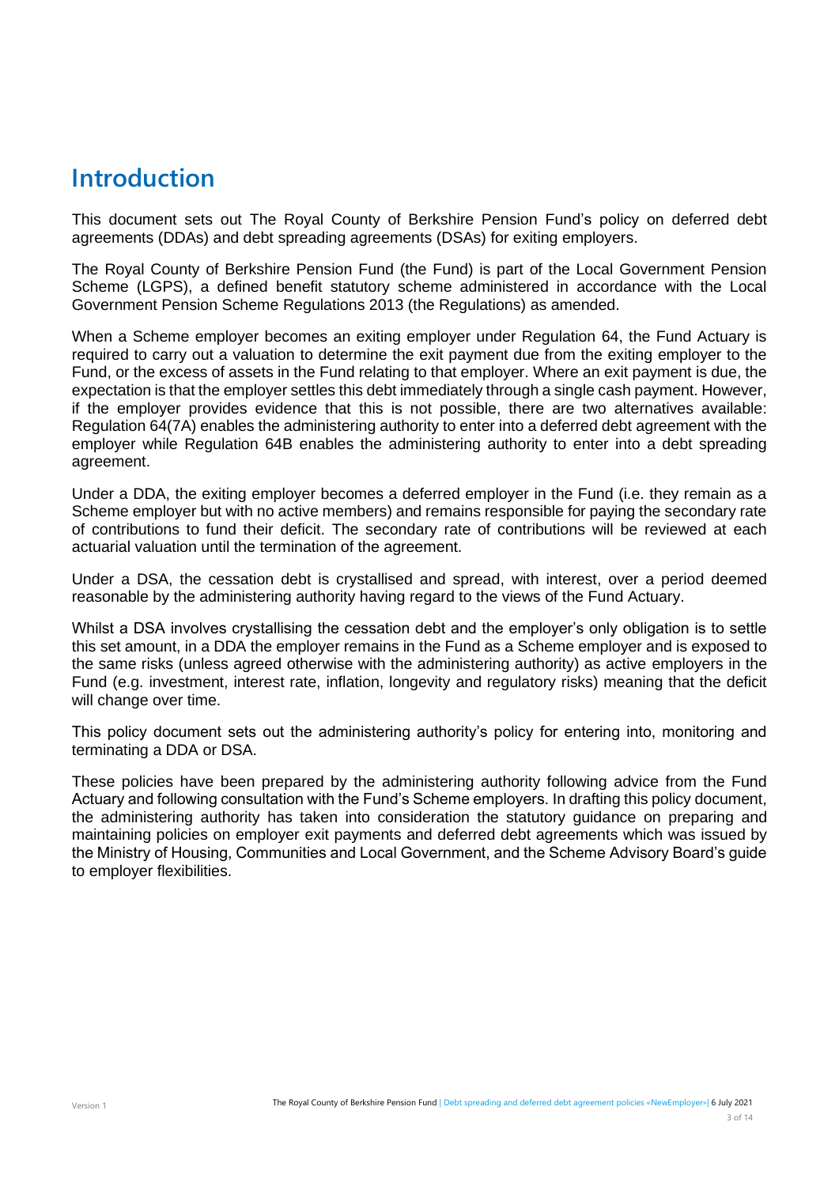## Introduction

This document sets out The Royal County of Berkshire Pension Fund's policy on deferred debt agreements (DDAs) and debt spreading agreements (DSAs) for exiting employers.

The Royal County of Berkshire Pension Fund (the Fund) is part of the Local Government Pension Scheme (LGPS), a defined benefit statutory scheme administered in accordance with the Local Government Pension Scheme Regulations 2013 (the Regulations) as amended.

When a Scheme employer becomes an exiting employer under Regulation 64, the Fund Actuary is required to carry out a valuation to determine the exit payment due from the exiting employer to the Fund, or the excess of assets in the Fund relating to that employer. Where an exit payment is due, the expectation is that the employer settles this debt immediately through a single cash payment. However, if the employer provides evidence that this is not possible, there are two alternatives available: Regulation 64(7A) enables the administering authority to enter into a deferred debt agreement with the employer while Regulation 64B enables the administering authority to enter into a debt spreading agreement.

Under a DDA, the exiting employer becomes a deferred employer in the Fund (i.e. they remain as a Scheme employer but with no active members) and remains responsible for paying the secondary rate of contributions to fund their deficit. The secondary rate of contributions will be reviewed at each actuarial valuation until the termination of the agreement.

Under a DSA, the cessation debt is crystallised and spread, with interest, over a period deemed reasonable by the administering authority having regard to the views of the Fund Actuary.

Whilst a DSA involves crystallising the cessation debt and the employer's only obligation is to settle this set amount, in a DDA the employer remains in the Fund as a Scheme employer and is exposed to the same risks (unless agreed otherwise with the administering authority) as active employers in the Fund (e.g. investment, interest rate, inflation, longevity and regulatory risks) meaning that the deficit will change over time.

This policy document sets out the administering authority's policy for entering into, monitoring and terminating a DDA or DSA.

These policies have been prepared by the administering authority following advice from the Fund Actuary and following consultation with the Fund's Scheme employers. In drafting this policy document, the administering authority has taken into consideration the statutory guidance on preparing and maintaining policies on employer exit payments and deferred debt agreements which was issued by the Ministry of Housing, Communities and Local Government, and the Scheme Advisory Board's guide to employer flexibilities.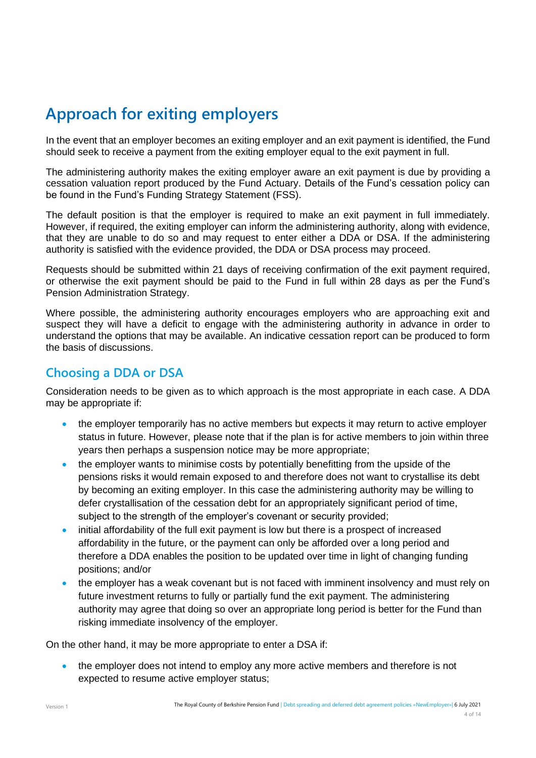# Approach for exiting employers

In the event that an employer becomes an exiting employer and an exit payment is identified, the Fund should seek to receive a payment from the exiting employer equal to the exit payment in full.

The administering authority makes the exiting employer aware an exit payment is due by providing a cessation valuation report produced by the Fund Actuary. Details of the Fund's cessation policy can be found in the Fund's Funding Strategy Statement (FSS).

The default position is that the employer is required to make an exit payment in full immediately. However, if required, the exiting employer can inform the administering authority, along with evidence, that they are unable to do so and may request to enter either a DDA or DSA. If the administering authority is satisfied with the evidence provided, the DDA or DSA process may proceed.

Requests should be submitted within 21 days of receiving confirmation of the exit payment required, or otherwise the exit payment should be paid to the Fund in full within 28 days as per the Fund's Pension Administration Strategy.

Where possible, the administering authority encourages employers who are approaching exit and suspect they will have a deficit to engage with the administering authority in advance in order to understand the options that may be available. An indicative cessation report can be produced to form the basis of discussions.

## Choosing a DDA or DSA

Consideration needs to be given as to which approach is the most appropriate in each case. A DDA may be appropriate if:

- the employer temporarily has no active members but expects it may return to active employer status in future. However, please note that if the plan is for active members to join within three years then perhaps a suspension notice may be more appropriate;
- the employer wants to minimise costs by potentially benefitting from the upside of the pensions risks it would remain exposed to and therefore does not want to crystallise its debt by becoming an exiting employer. In this case the administering authority may be willing to defer crystallisation of the cessation debt for an appropriately significant period of time, subject to the strength of the employer's covenant or security provided;
- initial affordability of the full exit payment is low but there is a prospect of increased affordability in the future, or the payment can only be afforded over a long period and therefore a DDA enables the position to be updated over time in light of changing funding positions; and/or
- the employer has a weak covenant but is not faced with imminent insolvency and must rely on future investment returns to fully or partially fund the exit payment. The administering authority may agree that doing so over an appropriate long period is better for the Fund than risking immediate insolvency of the employer.

On the other hand, it may be more appropriate to enter a DSA if:

- the employer does not intend to employ any more active members and therefore is not expected to resume active employer status;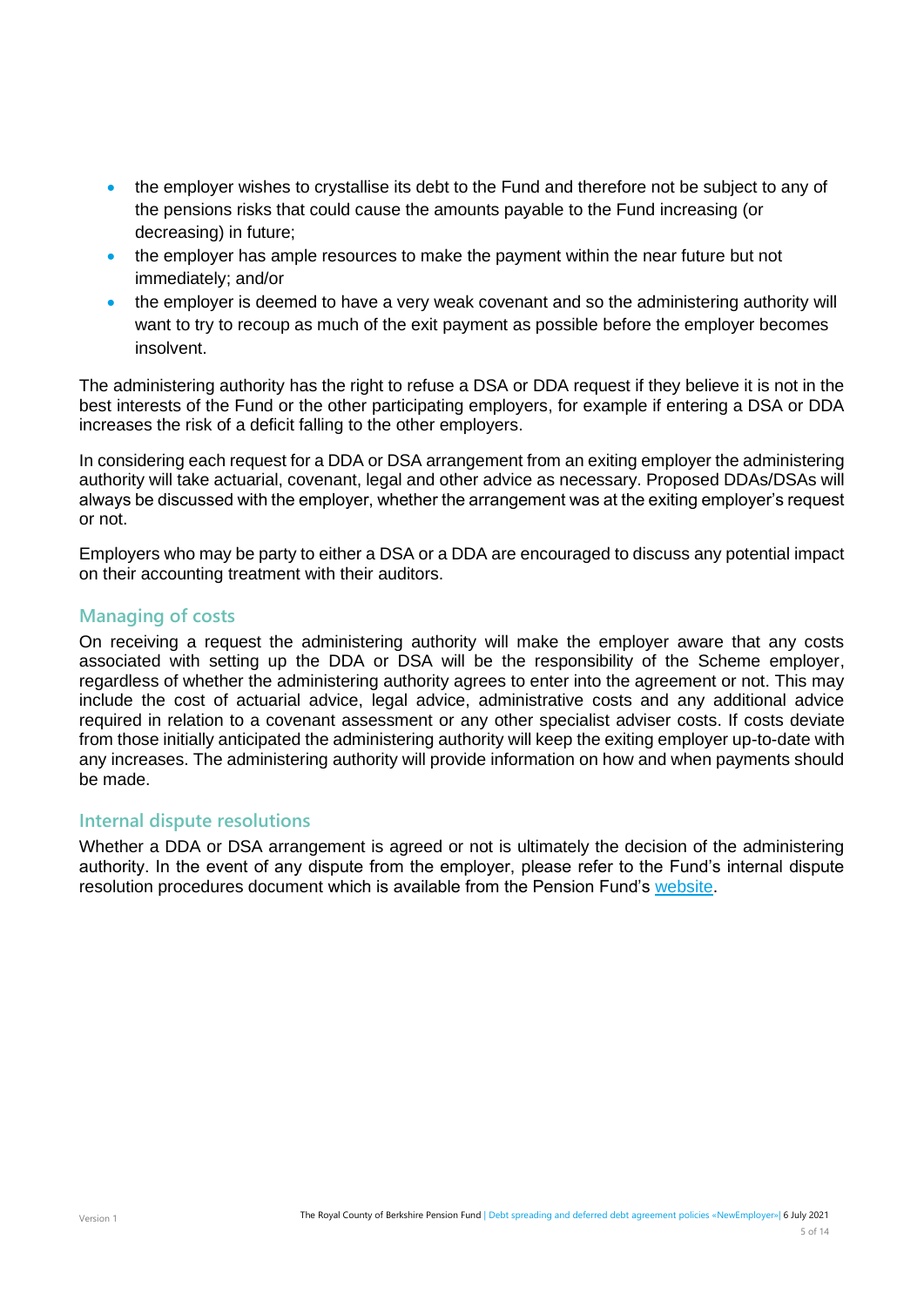- the employer wishes to crystallise its debt to the Fund and therefore not be subject to any of the pensions risks that could cause the amounts payable to the Fund increasing (or decreasing) in future;
- the employer has ample resources to make the payment within the near future but not immediately; and/or
- the employer is deemed to have a very weak covenant and so the administering authority will want to try to recoup as much of the exit payment as possible before the employer becomes insolvent.

The administering authority has the right to refuse a DSA or DDA request if they believe it is not in the best interests of the Fund or the other participating employers, for example if entering a DSA or DDA increases the risk of a deficit falling to the other employers.

In considering each request for a DDA or DSA arrangement from an exiting employer the administering authority will take actuarial, covenant, legal and other advice as necessary. Proposed DDAs/DSAs will always be discussed with the employer, whether the arrangement was at the exiting employer's request or not.

Employers who may be party to either a DSA or a DDA are encouraged to discuss any potential impact on their accounting treatment with their auditors.

## Managing of costs

On receiving a request the administering authority will make the employer aware that any costs associated with setting up the DDA or DSA will be the responsibility of the Scheme employer, regardless of whether the administering authority agrees to enter into the agreement or not. This may include the cost of actuarial advice, legal advice, administrative costs and any additional advice required in relation to a covenant assessment or any other specialist adviser costs. If costs deviate from those initially anticipated the administering authority will keep the exiting employer up-to-date with any increases. The administering authority will provide information on how and when payments should be made.

## Internal dispute resolutions

Whether a DDA or DSA arrangement is agreed or not is ultimately the decision of the administering authority. In the event of any dispute from the employer, please refer to the Fund's internal dispute resolution procedures document which is available from the Pension Fund's website.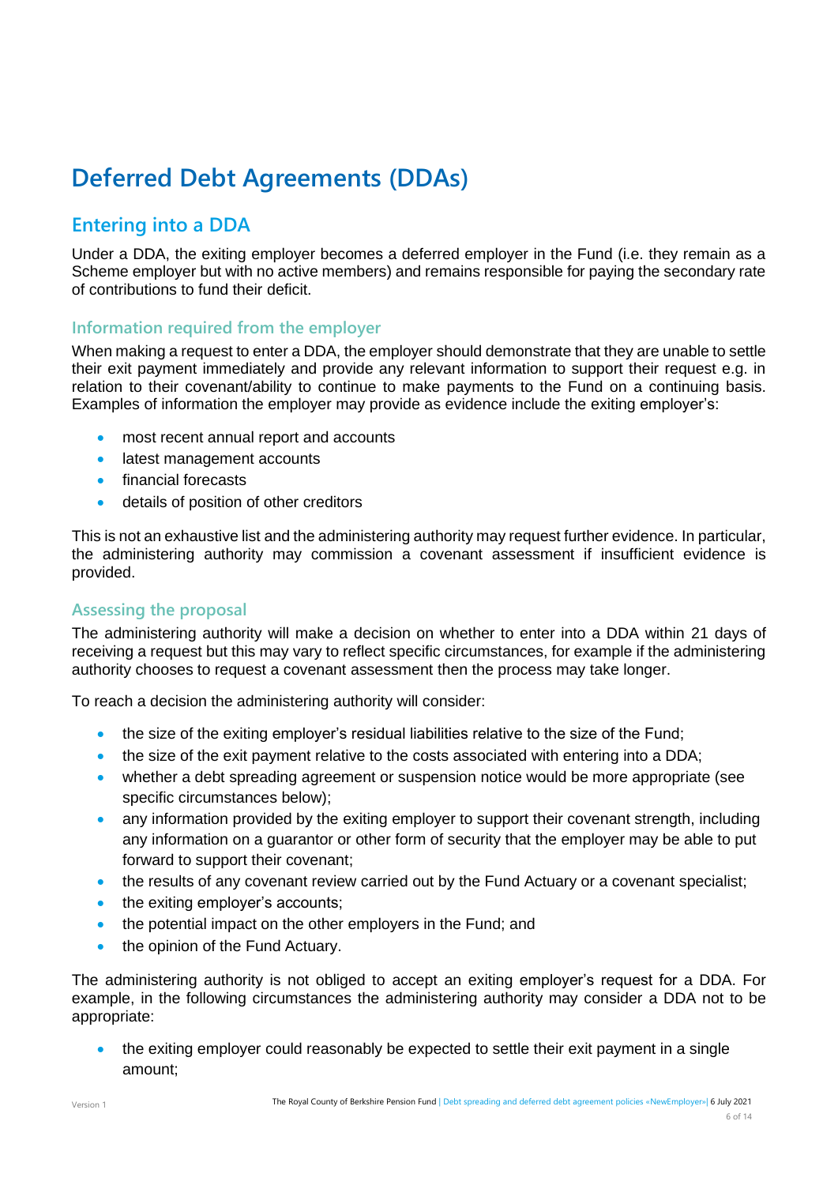# Deferred Debt Agreements (DDAs)

## Entering into a DDA

Under a DDA, the exiting employer becomes a deferred employer in the Fund (i.e. they remain as a Scheme employer but with no active members) and remains responsible for paying the secondary rate of contributions to fund their deficit.

### Information required from the employer

When making a request to enter a DDA, the employer should demonstrate that they are unable to settle their exit payment immediately and provide any relevant information to support their request e.g. in relation to their covenant/ability to continue to make payments to the Fund on a continuing basis. Examples of information the employer may provide as evidence include the exiting employer's:

- most recent annual report and accounts
- latest management accounts
- financial forecasts
- details of position of other creditors

This is not an exhaustive list and the administering authority may request further evidence. In particular, the administering authority may commission a covenant assessment if insufficient evidence is provided.

### Assessing the proposal

The administering authority will make a decision on whether to enter into a DDA within 21 days of receiving a request but this may vary to reflect specific circumstances, for example if the administering authority chooses to request a covenant assessment then the process may take longer.

To reach a decision the administering authority will consider:

- the size of the exiting employer's residual liabilities relative to the size of the Fund;
- the size of the exit payment relative to the costs associated with entering into a DDA;
- whether a debt spreading agreement or suspension notice would be more appropriate (see specific circumstances below);
- any information provided by the exiting employer to support their covenant strength, including any information on a guarantor or other form of security that the employer may be able to put forward to support their covenant;
- the results of any covenant review carried out by the Fund Actuary or a covenant specialist;
- the exiting employer's accounts;
- the potential impact on the other employers in the Fund; and
- the opinion of the Fund Actuary.

The administering authority is not obliged to accept an exiting employer's request for a DDA. For example, in the following circumstances the administering authority may consider a DDA not to be appropriate:

- the exiting employer could reasonably be expected to settle their exit payment in a single amount;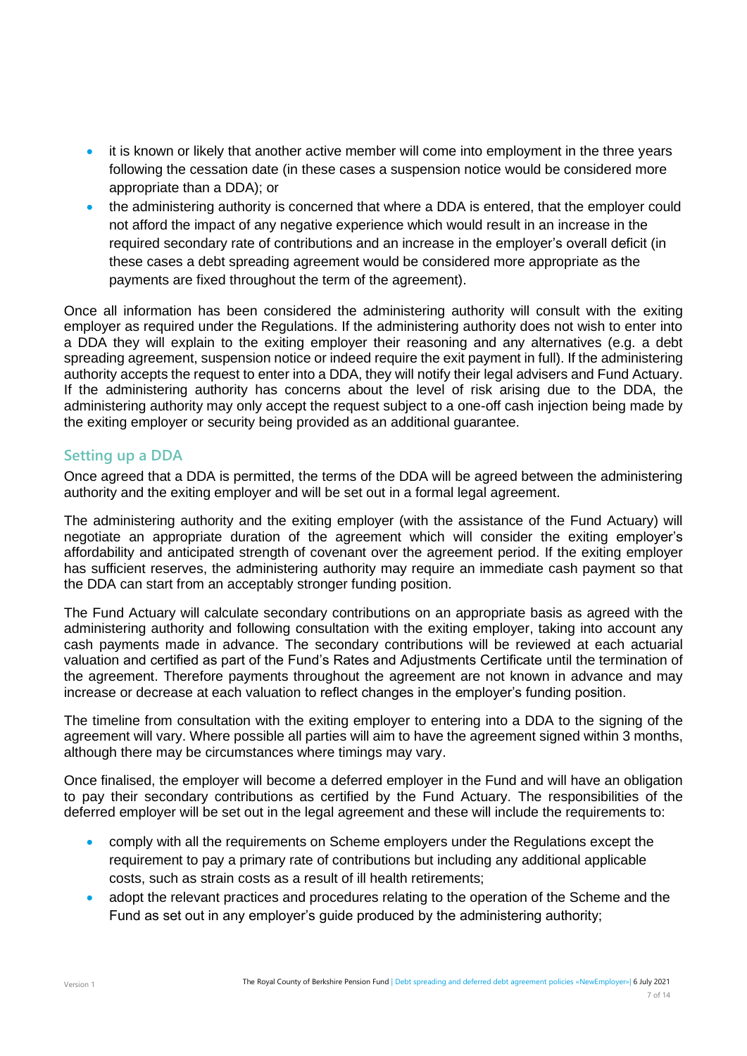- it is known or likely that another active member will come into employment in the three years following the cessation date (in these cases a suspension notice would be considered more appropriate than a DDA); or
- the administering authority is concerned that where a DDA is entered, that the employer could not afford the impact of any negative experience which would result in an increase in the required secondary rate of contributions and an increase in the employer's overall deficit (in these cases a debt spreading agreement would be considered more appropriate as the payments are fixed throughout the term of the agreement).

Once all information has been considered the administering authority will consult with the exiting employer as required under the Regulations. If the administering authority does not wish to enter into a DDA they will explain to the exiting employer their reasoning and any alternatives (e.g. a debt spreading agreement, suspension notice or indeed require the exit payment in full). If the administering authority accepts the request to enter into a DDA, they will notify their legal advisers and Fund Actuary. If the administering authority has concerns about the level of risk arising due to the DDA, the administering authority may only accept the request subject to a one-off cash injection being made by the exiting employer or security being provided as an additional guarantee.

## Setting up a DDA

Once agreed that a DDA is permitted, the terms of the DDA will be agreed between the administering authority and the exiting employer and will be set out in a formal legal agreement.

The administering authority and the exiting employer (with the assistance of the Fund Actuary) will negotiate an appropriate duration of the agreement which will consider the exiting employer's affordability and anticipated strength of covenant over the agreement period. If the exiting employer has sufficient reserves, the administering authority may require an immediate cash payment so that the DDA can start from an acceptably stronger funding position.

The Fund Actuary will calculate secondary contributions on an appropriate basis as agreed with the administering authority and following consultation with the exiting employer, taking into account any cash payments made in advance. The secondary contributions will be reviewed at each actuarial valuation and certified as part of the Fund's Rates and Adjustments Certificate until the termination of the agreement. Therefore payments throughout the agreement are not known in advance and may increase or decrease at each valuation to reflect changes in the employer's funding position.

The timeline from consultation with the exiting employer to entering into a DDA to the signing of the agreement will vary. Where possible all parties will aim to have the agreement signed within 3 months, although there may be circumstances where timings may vary.

Once finalised, the employer will become a deferred employer in the Fund and will have an obligation to pay their secondary contributions as certified by the Fund Actuary. The responsibilities of the deferred employer will be set out in the legal agreement and these will include the requirements to:

- comply with all the requirements on Scheme employers under the Regulations except the requirement to pay a primary rate of contributions but including any additional applicable costs, such as strain costs as a result of ill health retirements;
- adopt the relevant practices and procedures relating to the operation of the Scheme and the Fund as set out in any employer's guide produced by the administering authority;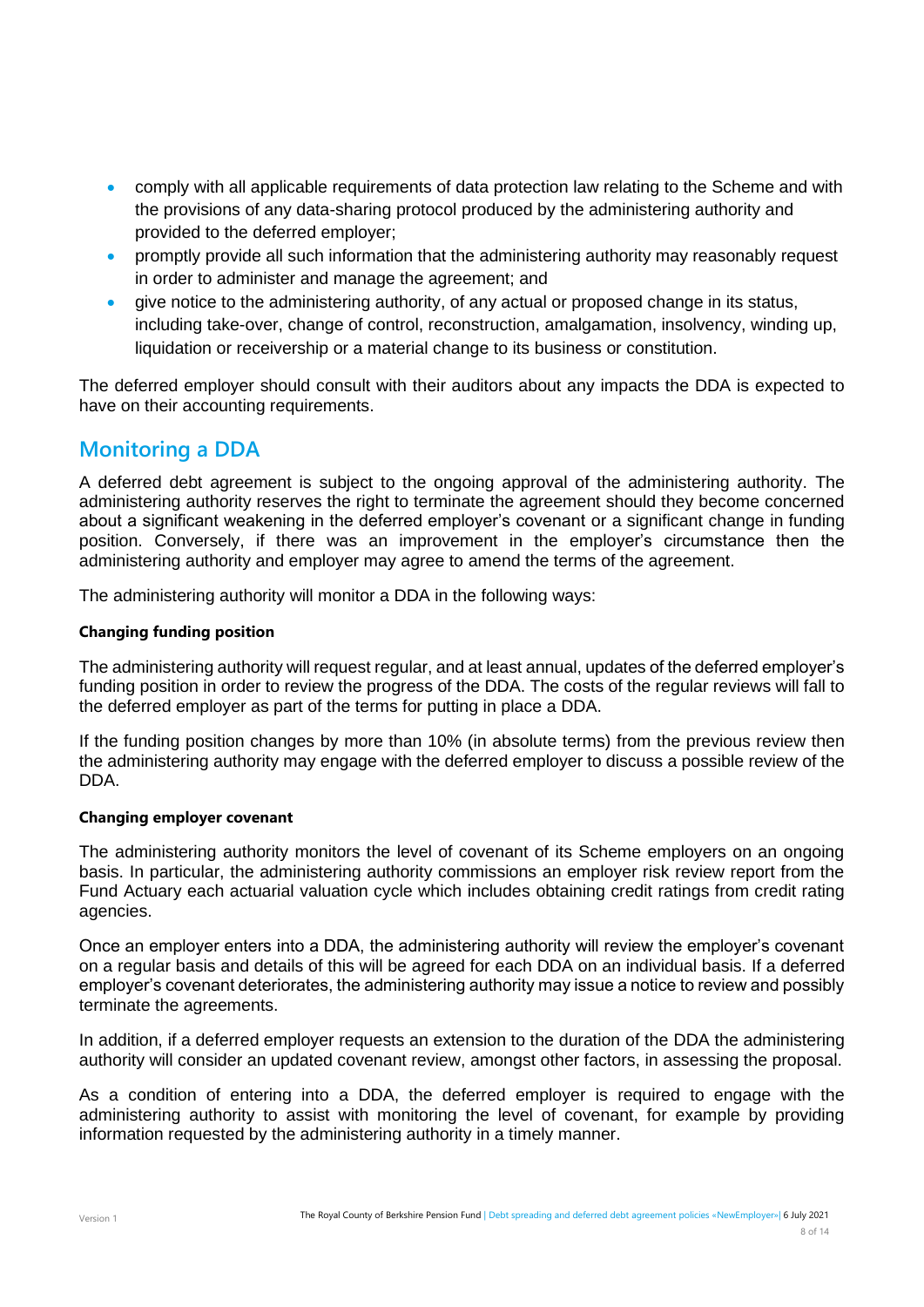- comply with all applicable requirements of data protection law relating to the Scheme and with the provisions of any data-sharing protocol produced by the administering authority and provided to the deferred employer;
- promptly provide all such information that the administering authority may reasonably request in order to administer and manage the agreement; and
- give notice to the administering authority, of any actual or proposed change in its status, including take-over, change of control, reconstruction, amalgamation, insolvency, winding up, liquidation or receivership or a material change to its business or constitution.

The deferred employer should consult with their auditors about any impacts the DDA is expected to have on their accounting requirements.

## Monitoring a DDA

A deferred debt agreement is subject to the ongoing approval of the administering authority. The administering authority reserves the right to terminate the agreement should they become concerned about a significant weakening in the deferred employer's covenant or a significant change in funding position. Conversely, if there was an improvement in the employer's circumstance then the administering authority and employer may agree to amend the terms of the agreement.

The administering authority will monitor a DDA in the following ways:

**Changing funding position**

The administering authority will request regular, and at least annual, updates of the deferred employer's funding position in order to review the progress of the DDA. The costs of the regular reviews will fall to the deferred employer as part of the terms for putting in place a DDA.

If the funding position changes by more than 10% (in absolute terms) from the previous review then the administering authority may engage with the deferred employer to discuss a possible review of the DDA.

**Changing employer covenant**

The administering authority monitors the level of covenant of its Scheme employers on an ongoing basis. In particular, the administering authority commissions an employer risk review report from the Fund Actuary each actuarial valuation cycle which includes obtaining credit ratings from credit rating agencies.

Once an employer enters into a DDA, the administering authority will review the employer's covenant on a regular basis and details of this will be agreed for each DDA on an individual basis. If a deferred employer's covenant deteriorates, the administering authority may issue a notice to review and possibly terminate the agreements.

In addition, if a deferred employer requests an extension to the duration of the DDA the administering authority will consider an updated covenant review, amongst other factors, in assessing the proposal.

As a condition of entering into a DDA, the deferred employer is required to engage with the administering authority to assist with monitoring the level of covenant, for example by providing information requested by the administering authority in a timely manner.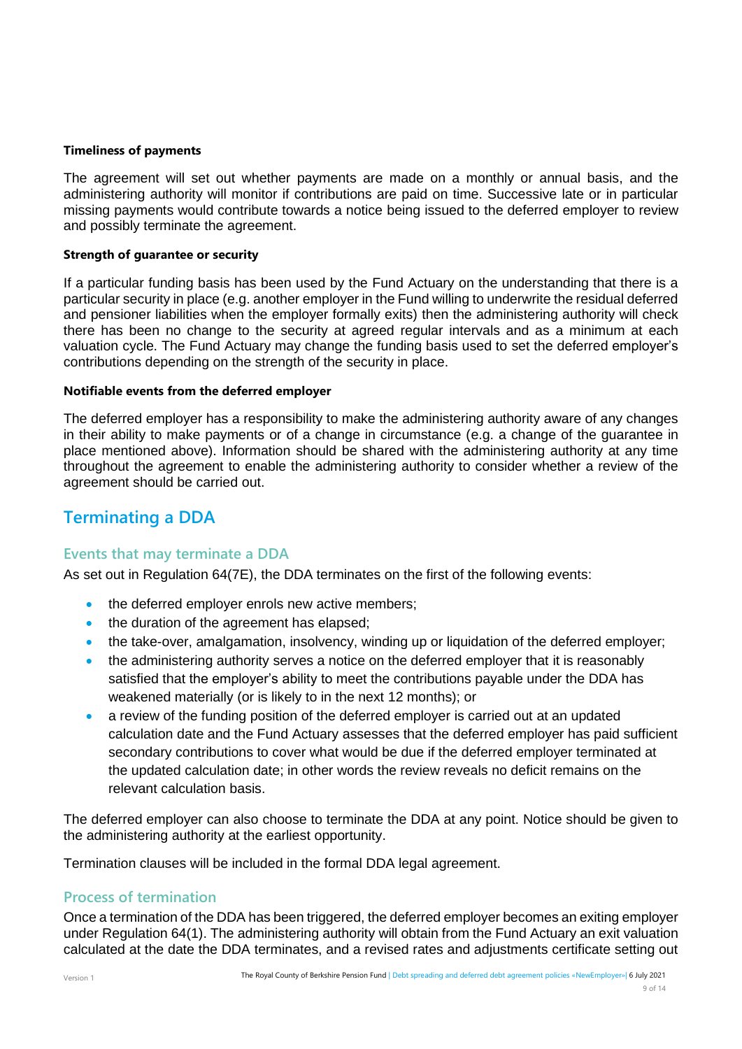**Timeliness of payments**

The agreement will set out whether payments are made on a monthly or annual basis, and the administering authority will monitor if contributions are paid on time. Successive late or in particular missing payments would contribute towards a notice being issued to the deferred employer to review and possibly terminate the agreement.

**Strength of guarantee or security**

If a particular funding basis has been used by the Fund Actuary on the understanding that there is a particular security in place (e.g. another employer in the Fund willing to underwrite the residual deferred and pensioner liabilities when the employer formally exits) then the administering authority will check there has been no change to the security at agreed regular intervals and as a minimum at each valuation cycle. The Fund Actuary may change the funding basis used to set the deferred employer's contributions depending on the strength of the security in place.

**Notifiable events from the deferred employer**

The deferred employer has a responsibility to make the administering authority aware of any changes in their ability to make payments or of a change in circumstance (e.g. a change of the guarantee in place mentioned above). Information should be shared with the administering authority at any time throughout the agreement to enable the administering authority to consider whether a review of the agreement should be carried out.

## Terminating a DDA

### Events that may terminate a DDA

As set out in Regulation 64(7E), the DDA terminates on the first of the following events:

- the deferred employer enrols new active members;
- the duration of the agreement has elapsed;
- the take-over, amalgamation, insolvency, winding up or liquidation of the deferred employer;
- the administering authority serves a notice on the deferred employer that it is reasonably satisfied that the employer's ability to meet the contributions payable under the DDA has weakened materially (or is likely to in the next 12 months); or
- a review of the funding position of the deferred employer is carried out at an updated calculation date and the Fund Actuary assesses that the deferred employer has paid sufficient secondary contributions to cover what would be due if the deferred employer terminated at the updated calculation date; in other words the review reveals no deficit remains on the relevant calculation basis.

The deferred employer can also choose to terminate the DDA at any point. Notice should be given to the administering authority at the earliest opportunity.

Termination clauses will be included in the formal DDA legal agreement.

### Process of termination

Once a termination of the DDA has been triggered, the deferred employer becomes an exiting employer under Regulation 64(1). The administering authority will obtain from the Fund Actuary an exit valuation calculated at the date the DDA terminates, and a revised rates and adjustments certificate setting out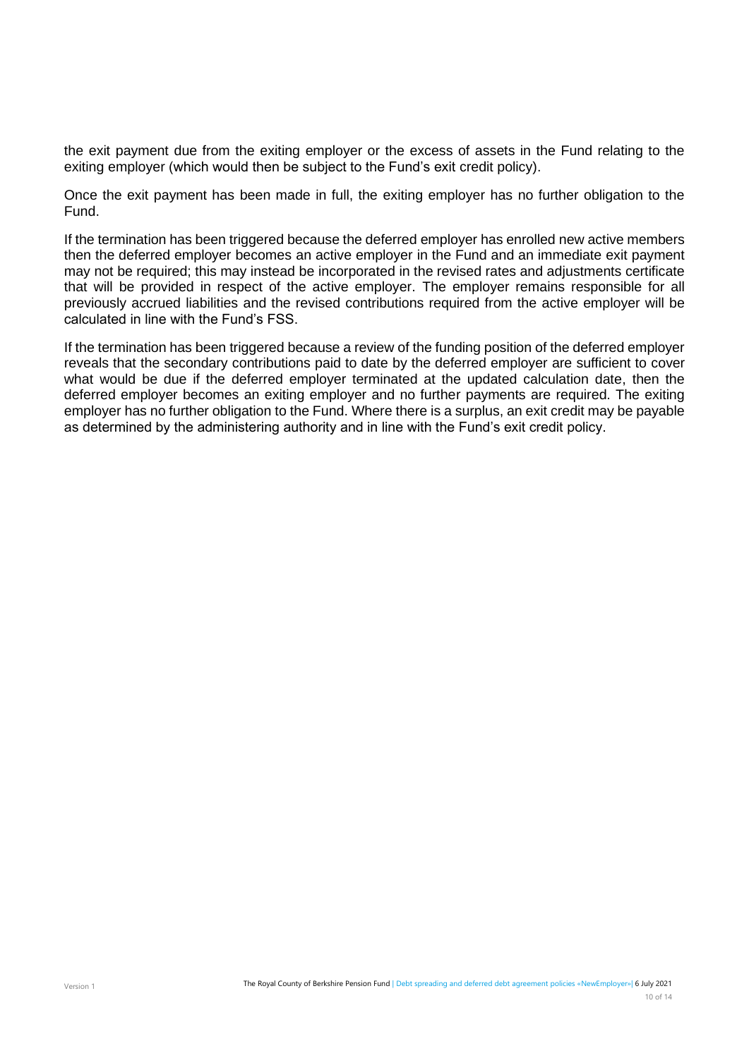the exit payment due from the exiting employer or the excess of assets in the Fund relating to the exiting employer (which would then be subject to the Fund's exit credit policy).

Once the exit payment has been made in full, the exiting employer has no further obligation to the Fund.

If the termination has been triggered because the deferred employer has enrolled new active members then the deferred employer becomes an active employer in the Fund and an immediate exit payment may not be required; this may instead be incorporated in the revised rates and adjustments certificate that will be provided in respect of the active employer. The employer remains responsible for all previously accrued liabilities and the revised contributions required from the active employer will be calculated in line with the Fund's FSS.

If the termination has been triggered because a review of the funding position of the deferred employer reveals that the secondary contributions paid to date by the deferred employer are sufficient to cover what would be due if the deferred employer terminated at the updated calculation date, then the deferred employer becomes an exiting employer and no further payments are required. The exiting employer has no further obligation to the Fund. Where there is a surplus, an exit credit may be payable as determined by the administering authority and in line with the Fund's exit credit policy.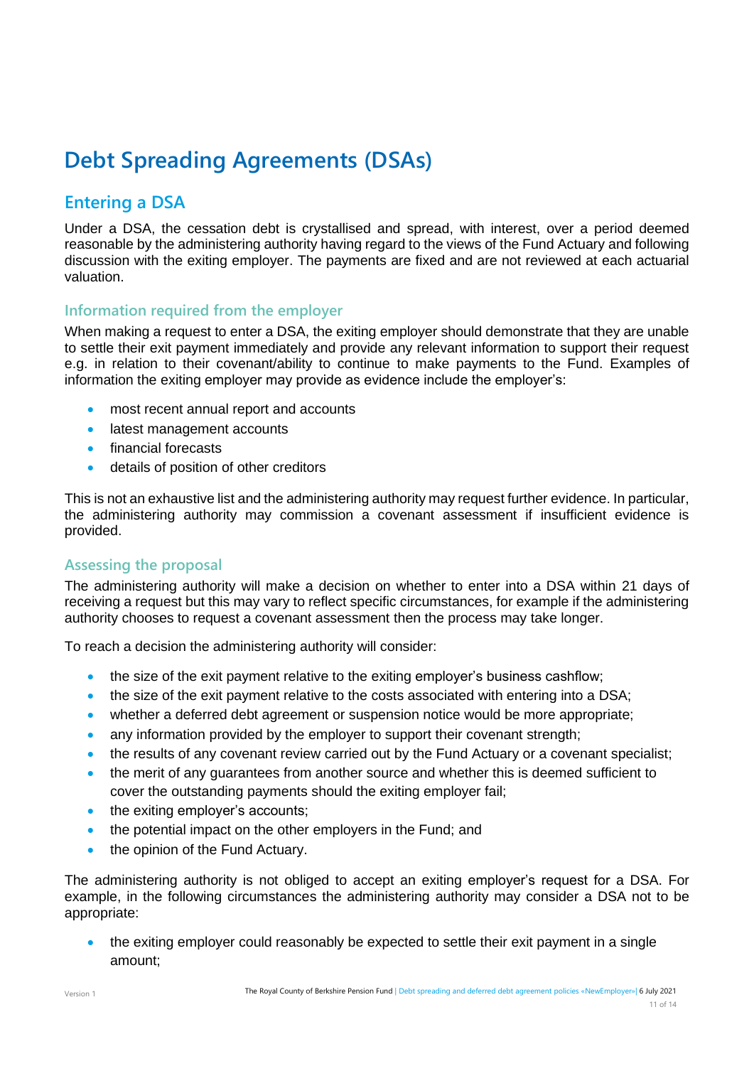# Debt Spreading Agreements (DSAs)

## Entering a DSA

Under a DSA, the cessation debt is crystallised and spread, with interest, over a period deemed reasonable by the administering authority having regard to the views of the Fund Actuary and following discussion with the exiting employer. The payments are fixed and are not reviewed at each actuarial valuation.

### Information required from the employer

When making a request to enter a DSA, the exiting employer should demonstrate that they are unable to settle their exit payment immediately and provide any relevant information to support their request e.g. in relation to their covenant/ability to continue to make payments to the Fund. Examples of information the exiting employer may provide as evidence include the employer's:

- most recent annual report and accounts
- latest management accounts
- financial forecasts
- details of position of other creditors

This is not an exhaustive list and the administering authority may request further evidence. In particular, the administering authority may commission a covenant assessment if insufficient evidence is provided.

### Assessing the proposal

The administering authority will make a decision on whether to enter into a DSA within 21 days of receiving a request but this may vary to reflect specific circumstances, for example if the administering authority chooses to request a covenant assessment then the process may take longer.

To reach a decision the administering authority will consider:

- the size of the exit payment relative to the exiting employer's business cashflow;
- the size of the exit payment relative to the costs associated with entering into a DSA;
- whether a deferred debt agreement or suspension notice would be more appropriate;
- any information provided by the employer to support their covenant strength;
- the results of any covenant review carried out by the Fund Actuary or a covenant specialist;
- the merit of any guarantees from another source and whether this is deemed sufficient to cover the outstanding payments should the exiting employer fail;
- the exiting employer's accounts;
- the potential impact on the other employers in the Fund; and
- the opinion of the Fund Actuary.

The administering authority is not obliged to accept an exiting employer's request for a DSA. For example, in the following circumstances the administering authority may consider a DSA not to be appropriate:

- the exiting employer could reasonably be expected to settle their exit payment in a single amount;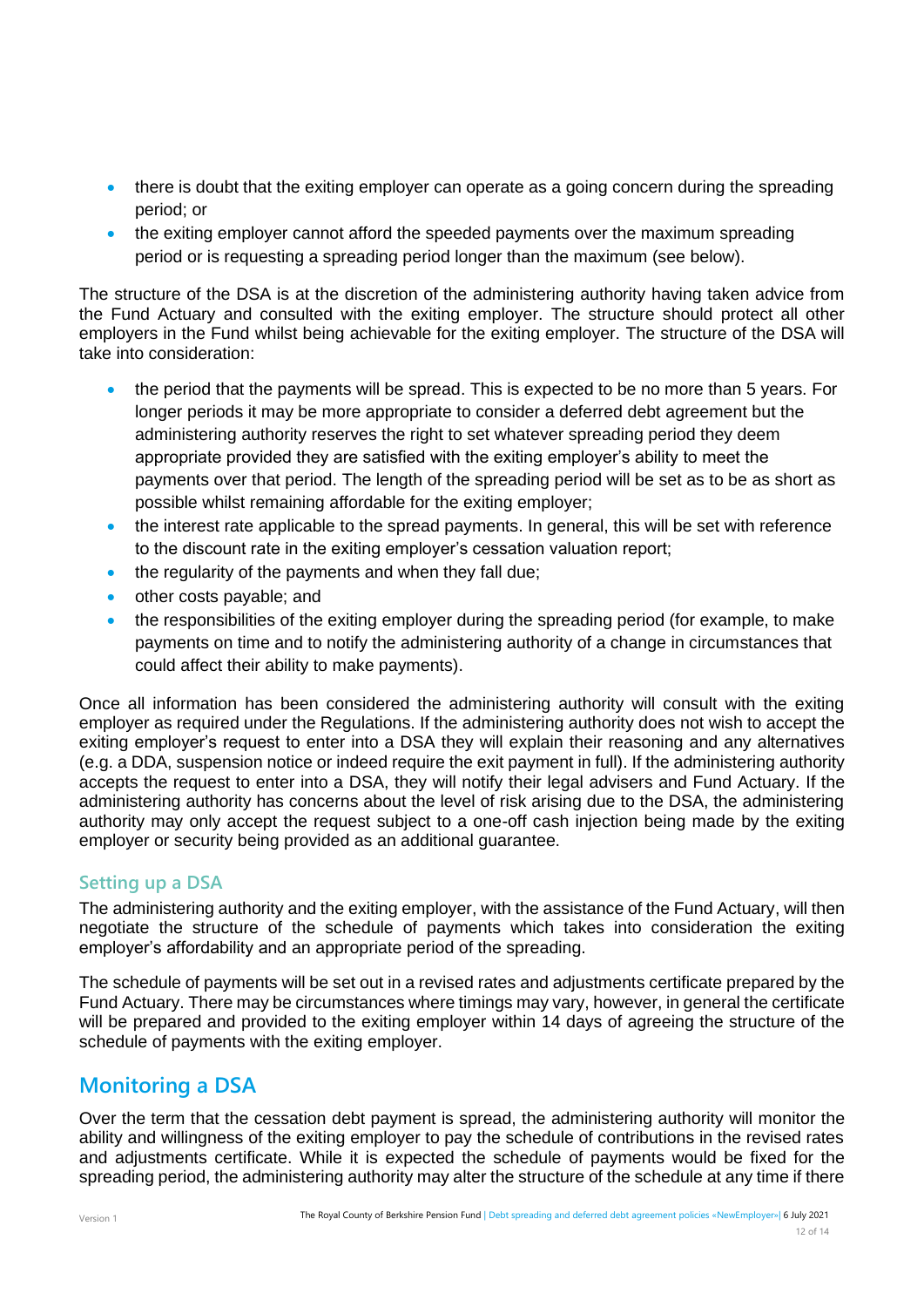- there is doubt that the exiting employer can operate as a going concern during the spreading period; or
- the exiting employer cannot afford the speeded payments over the maximum spreading period or is requesting a spreading period longer than the maximum (see below).

The structure of the DSA is at the discretion of the administering authority having taken advice from the Fund Actuary and consulted with the exiting employer. The structure should protect all other employers in the Fund whilst being achievable for the exiting employer. The structure of the DSA will take into consideration:

- the period that the payments will be spread. This is expected to be no more than 5 years. For longer periods it may be more appropriate to consider a deferred debt agreement but the administering authority reserves the right to set whatever spreading period they deem appropriate provided they are satisfied with the exiting employer's ability to meet the payments over that period. The length of the spreading period will be set as to be as short as possible whilst remaining affordable for the exiting employer;
- the interest rate applicable to the spread payments. In general, this will be set with reference to the discount rate in the exiting employer's cessation valuation report;
- the regularity of the payments and when they fall due;
- other costs payable; and
- the responsibilities of the exiting employer during the spreading period (for example, to make payments on time and to notify the administering authority of a change in circumstances that could affect their ability to make payments).

Once all information has been considered the administering authority will consult with the exiting employer as required under the Regulations. If the administering authority does not wish to accept the exiting employer's request to enter into a DSA they will explain their reasoning and any alternatives (e.g. a DDA, suspension notice or indeed require the exit payment in full). If the administering authority accepts the request to enter into a DSA, they will notify their legal advisers and Fund Actuary. If the administering authority has concerns about the level of risk arising due to the DSA, the administering authority may only accept the request subject to a one-off cash injection being made by the exiting employer or security being provided as an additional guarantee.

### Setting up a DSA

The administering authority and the exiting employer, with the assistance of the Fund Actuary, will then negotiate the structure of the schedule of payments which takes into consideration the exiting employer's affordability and an appropriate period of the spreading.

The schedule of payments will be set out in a revised rates and adjustments certificate prepared by the Fund Actuary. There may be circumstances where timings may vary, however, in general the certificate will be prepared and provided to the exiting employer within 14 days of agreeing the structure of the schedule of payments with the exiting employer.

## Monitoring a DSA

Over the term that the cessation debt payment is spread, the administering authority will monitor the ability and willingness of the exiting employer to pay the schedule of contributions in the revised rates and adjustments certificate. While it is expected the schedule of payments would be fixed for the spreading period, the administering authority may alter the structure of the schedule at any time if there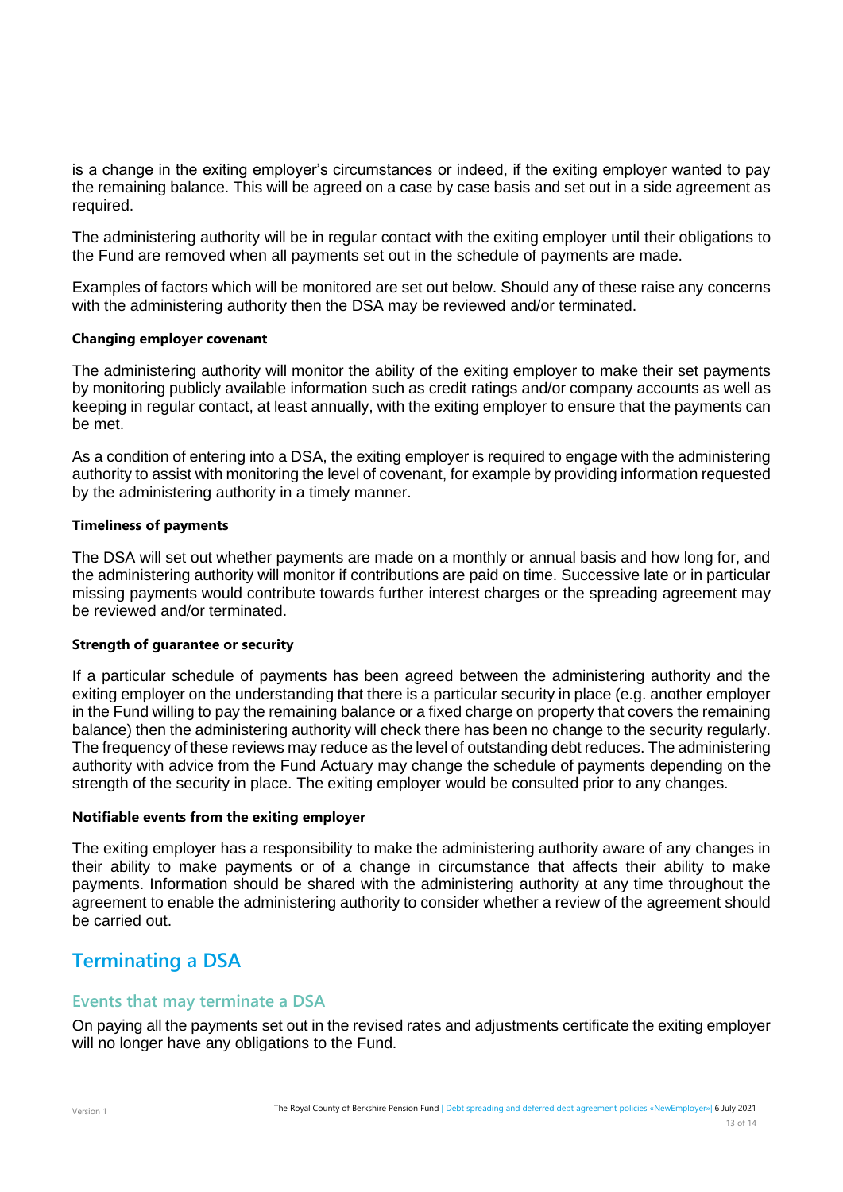is a change in the exiting employer's circumstances or indeed, if the exiting employer wanted to pay the remaining balance. This will be agreed on a case by case basis and set out in a side agreement as required.

The administering authority will be in regular contact with the exiting employer until their obligations to the Fund are removed when all payments set out in the schedule of payments are made.

Examples of factors which will be monitored are set out below. Should any of these raise any concerns with the administering authority then the DSA may be reviewed and/or terminated.

**Changing employer covenant**

The administering authority will monitor the ability of the exiting employer to make their set payments by monitoring publicly available information such as credit ratings and/or company accounts as well as keeping in regular contact, at least annually, with the exiting employer to ensure that the payments can be met.

As a condition of entering into a DSA, the exiting employer is required to engage with the administering authority to assist with monitoring the level of covenant, for example by providing information requested by the administering authority in a timely manner.

**Timeliness of payments**

The DSA will set out whether payments are made on a monthly or annual basis and how long for, and the administering authority will monitor if contributions are paid on time. Successive late or in particular missing payments would contribute towards further interest charges or the spreading agreement may be reviewed and/or terminated.

**Strength of guarantee or security**

If a particular schedule of payments has been agreed between the administering authority and the exiting employer on the understanding that there is a particular security in place (e.g. another employer in the Fund willing to pay the remaining balance or a fixed charge on property that covers the remaining balance) then the administering authority will check there has been no change to the security regularly. The frequency of these reviews may reduce as the level of outstanding debt reduces. The administering authority with advice from the Fund Actuary may change the schedule of payments depending on the strength of the security in place. The exiting employer would be consulted prior to any changes.

**Notifiable events from the exiting employer**

The exiting employer has a responsibility to make the administering authority aware of any changes in their ability to make payments or of a change in circumstance that affects their ability to make payments. Information should be shared with the administering authority at any time throughout the agreement to enable the administering authority to consider whether a review of the agreement should be carried out.

## Terminating a DSA

### Events that may terminate a DSA

On paying all the payments set out in the revised rates and adjustments certificate the exiting employer will no longer have any obligations to the Fund.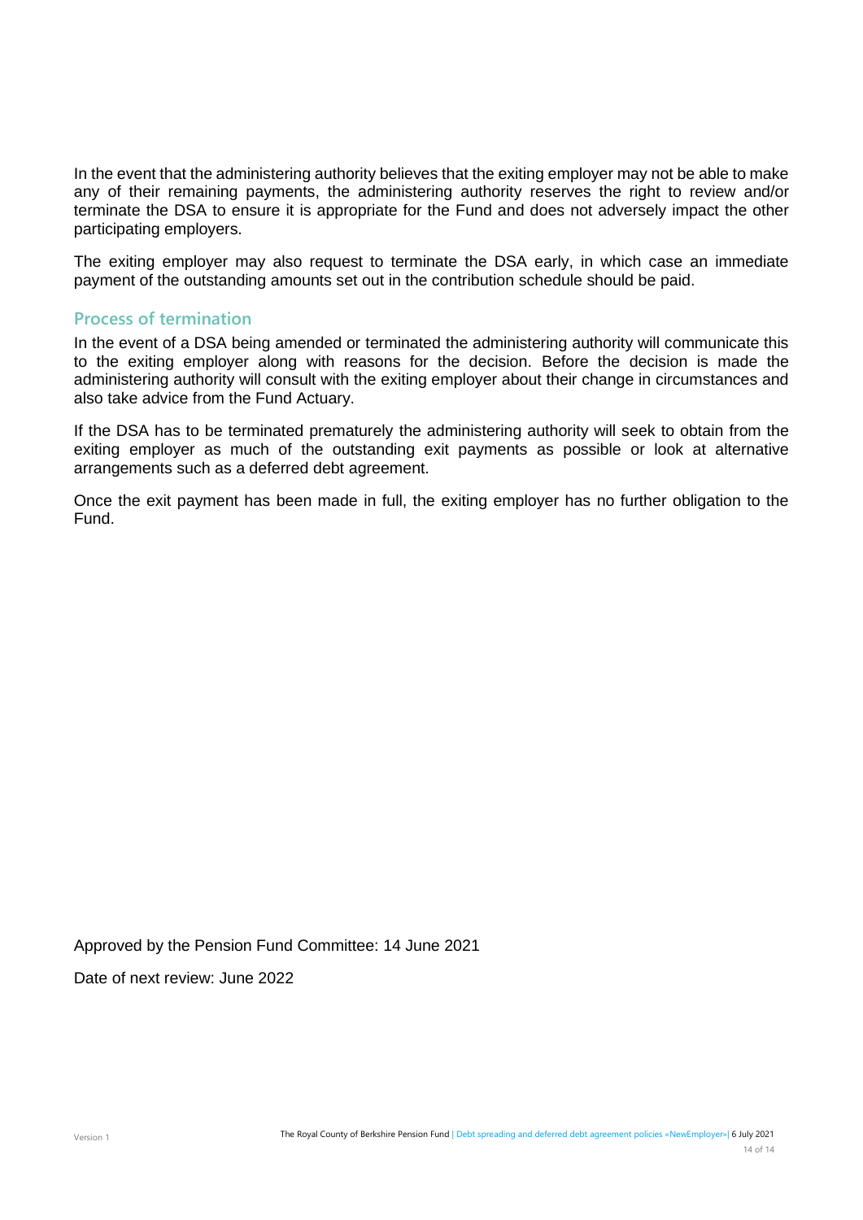In the event that the administering authority believes that the exiting employer may not be able to make any of their remaining payments, the administering authority reserves the right to review and/or terminate the DSA to ensure it is appropriate for the Fund and does not adversely impact the other participating employers.

The exiting employer may also request to terminate the DSA early, in which case an immediate payment of the outstanding amounts set out in the contribution schedule should be paid.

## Process of termination

In the event of a DSA being amended or terminated the administering authority will communicate this to the exiting employer along with reasons for the decision. Before the decision is made the administering authority will consult with the exiting employer about their change in circumstances and also take advice from the Fund Actuary.

If the DSA has to be terminated prematurely the administering authority will seek to obtain from the exiting employer as much of the outstanding exit payments as possible or look at alternative arrangements such as a deferred debt agreement.

Once the exit payment has been made in full, the exiting employer has no further obligation to the Fund.

Approved by the Pension Fund Committee: 14 June 2021

Date of next review: June 2022